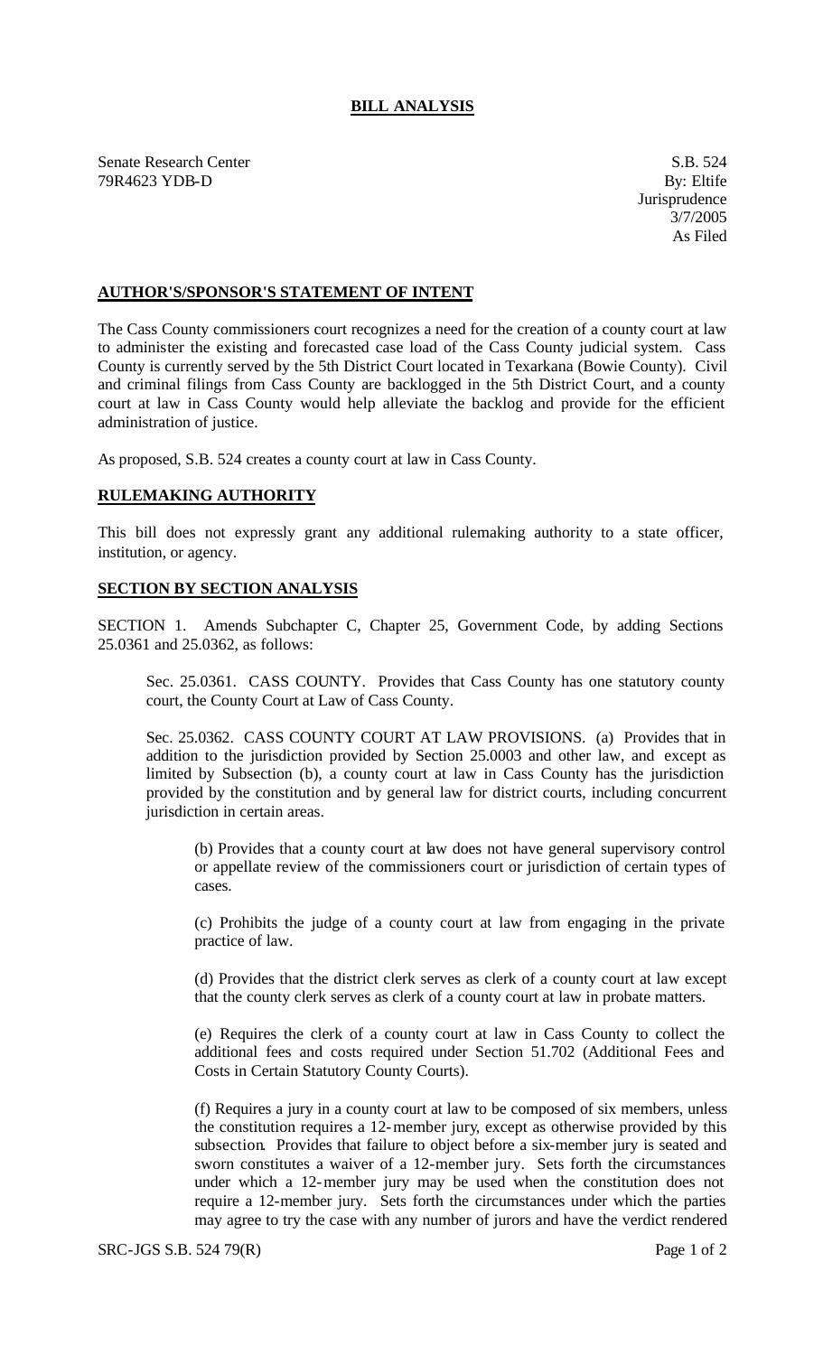# BILL ANALYSIS

Senate Research Center
79R4623 YDB-D

S.B. 524
By: Eltife
Jurisprudence
3/7/2005
As Filed

## AUTHOR'S/SPONSOR'S STATEMENT OF INTENT

The Cass County commissioners court recognizes a need for the creation of a county court at law to administer the existing and forecasted case load of the Cass County judicial system. Cass County is currently served by the 5th District Court located in Texarkana (Bowie County). Civil and criminal filings from Cass County are backlogged in the 5th District Court, and a county court at law in Cass County would help alleviate the backlog and provide for the efficient administration of justice.

As proposed, S.B. 524 creates a county court at law in Cass County.

## RULEMAKING AUTHORITY

This bill does not expressly grant any additional rulemaking authority to a state officer, institution, or agency.

## SECTION BY SECTION ANALYSIS

SECTION 1. Amends Subchapter C, Chapter 25, Government Code, by adding Sections 25.0361 and 25.0362, as follows:

Sec. 25.0361. CASS COUNTY. Provides that Cass County has one statutory county court, the County Court at Law of Cass County.

Sec. 25.0362. CASS COUNTY COURT AT LAW PROVISIONS. (a) Provides that in addition to the jurisdiction provided by Section 25.0003 and other law, and except as limited by Subsection (b), a county court at law in Cass County has the jurisdiction provided by the constitution and by general law for district courts, including concurrent jurisdiction in certain areas.

(b) Provides that a county court at law does not have general supervisory control or appellate review of the commissioners court or jurisdiction of certain types of cases.

(c) Prohibits the judge of a county court at law from engaging in the private practice of law.

(d) Provides that the district clerk serves as clerk of a county court at law except that the county clerk serves as clerk of a county court at law in probate matters.

(e) Requires the clerk of a county court at law in Cass County to collect the additional fees and costs required under Section 51.702 (Additional Fees and Costs in Certain Statutory County Courts).

(f) Requires a jury in a county court at law to be composed of six members, unless the constitution requires a 12-member jury, except as otherwise provided by this subsection. Provides that failure to object before a six-member jury is seated and sworn constitutes a waiver of a 12-member jury. Sets forth the circumstances under which a 12-member jury may be used when the constitution does not require a 12-member jury. Sets forth the circumstances under which the parties may agree to try the case with any number of jurors and have the verdict rendered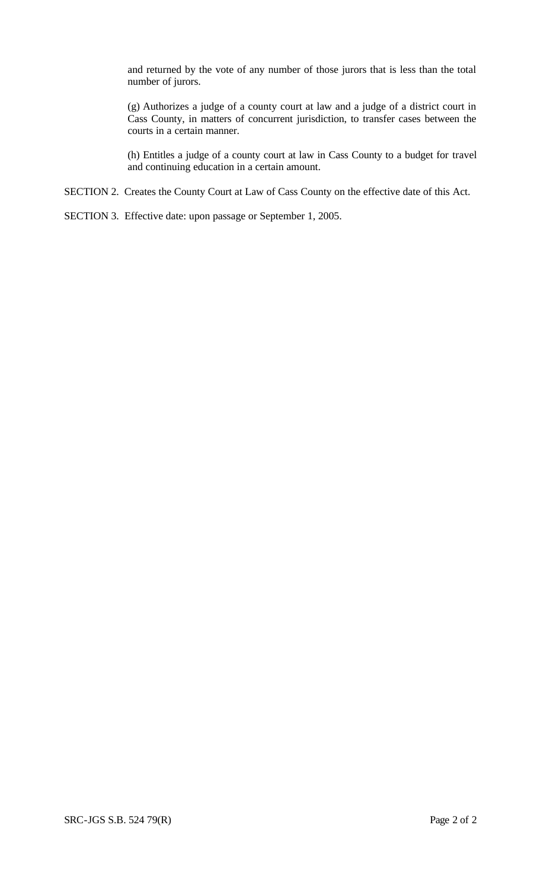and returned by the vote of any number of those jurors that is less than the total number of jurors.

(g) Authorizes a judge of a county court at law and a judge of a district court in Cass County, in matters of concurrent jurisdiction, to transfer cases between the courts in a certain manner.

(h) Entitles a judge of a county court at law in Cass County to a budget for travel and continuing education in a certain amount.

SECTION 2. Creates the County Court at Law of Cass County on the effective date of this Act.

SECTION 3. Effective date: upon passage or September 1, 2005.